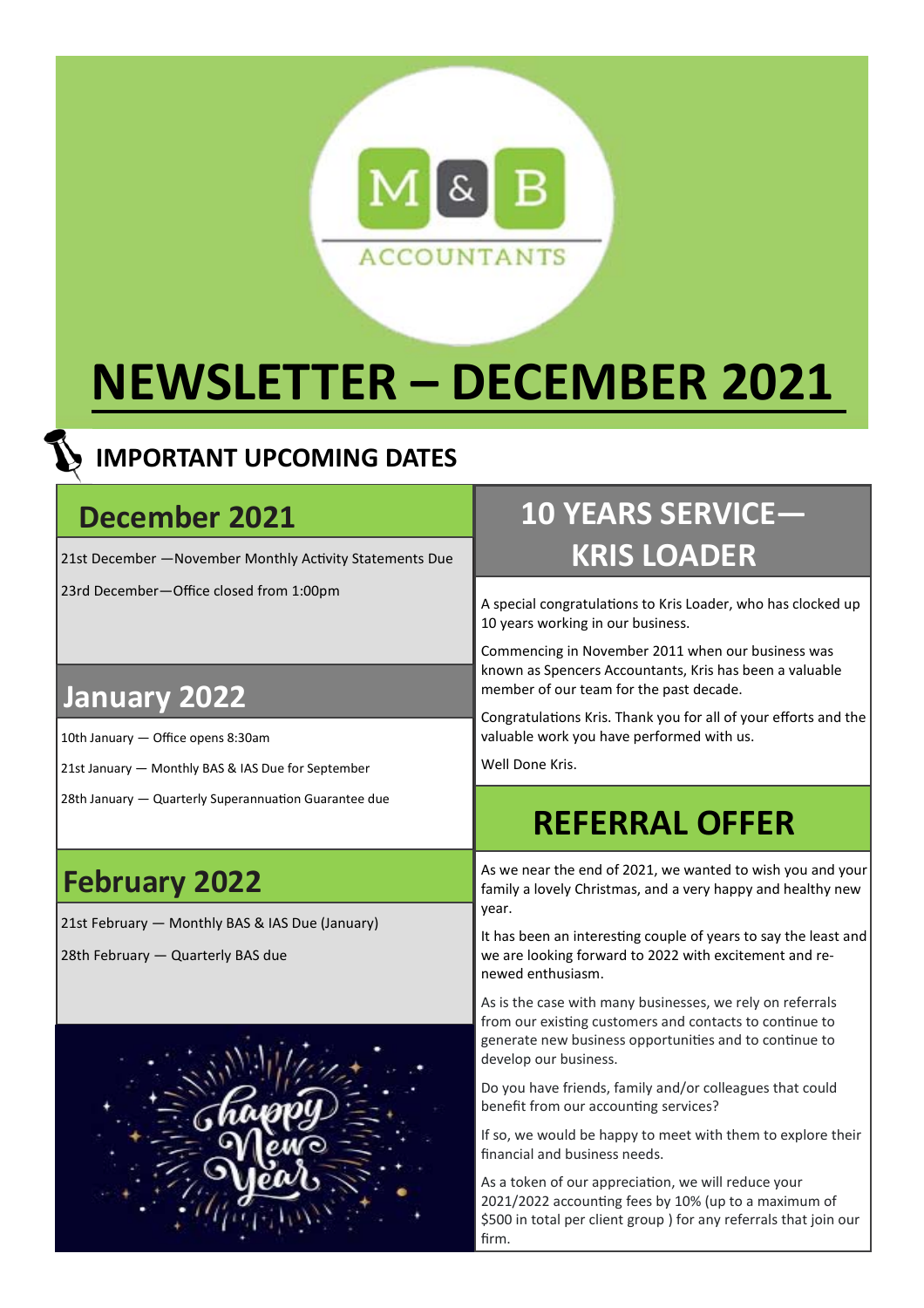M & B ACCOUNTANTS

# NEWSLETTER – DECEMBER 2021

## IMPORTANT UPCOMING DATES

### December 2021

21st December —November Monthly Activity Statements Due

23rd December—Office closed from 1:00pm

### January 2022

10th January — Office opens 8:30am

21st January — Monthly BAS & IAS Due for September

28th January — Quarterly Superannuation Guarantee due

### February 2022

21st February — Monthly BAS & IAS Due (January)

28th February — Quarterly BAS due

## 10 YEARS SERVICE— KRIS LOADER

A special congratulations to Kris Loader, who has clocked up 10 years working in our business.

Commencing in November 2011 when our business was known as Spencers Accountants, Kris has been a valuable member of our team for the past decade.

Congratulations Kris. Thank you for all of your efforts and the valuable work you have performed with us.

Well Done Kris.

## REFERRAL OFFER

As we near the end of 2021, we wanted to wish you and your family a lovely Christmas, and a very happy and healthy new year.

It has been an interesting couple of years to say the least and we are looking forward to 2022 with excitement and renewed enthusiasm.

As is the case with many businesses, we rely on referrals from our existing customers and contacts to continue to generate new business opportunities and to continue to develop our business.

Do you have friends, family and/or colleagues that could benefit from our accounting services?

If so, we would be happy to meet with them to explore their financial and business needs.

As a token of our appreciation, we will reduce your 2021/2022 accounting fees by 10% (up to a maximum of $500 in total per client group ) for any referrals that join our firm.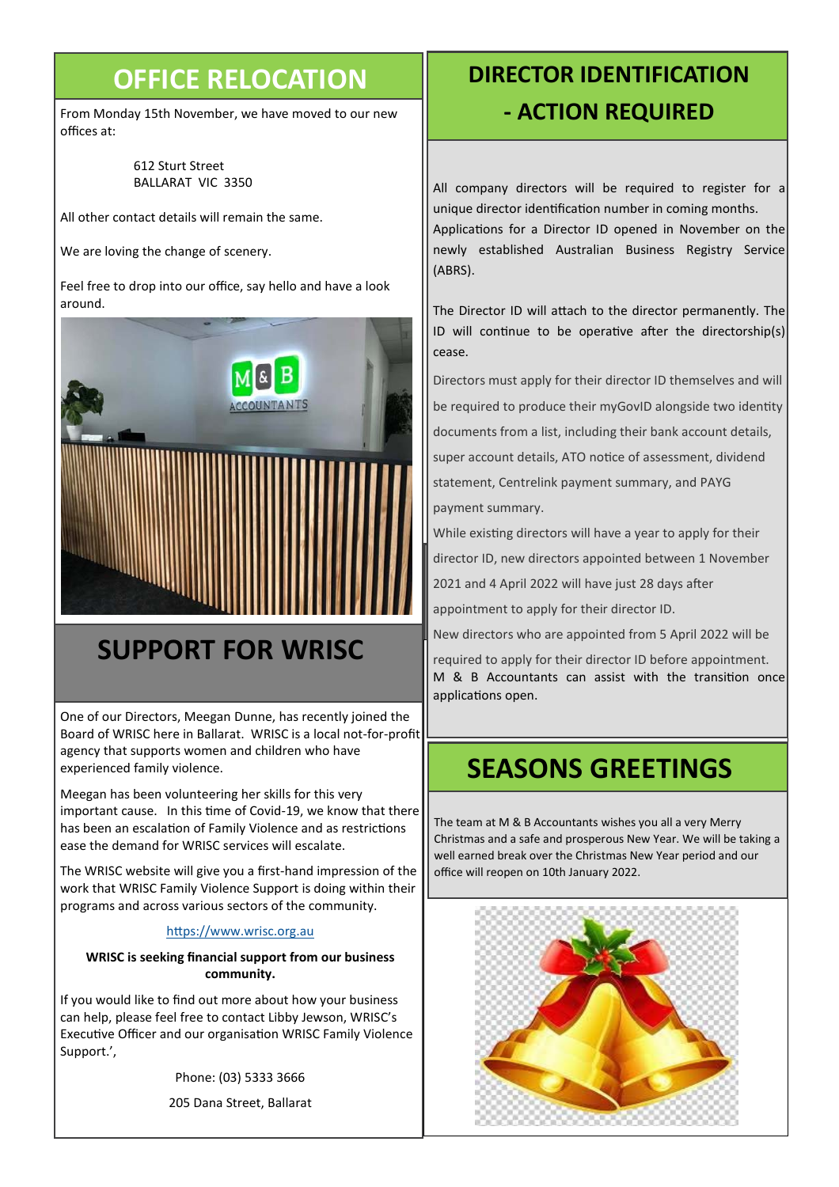## OFFICE RELOCATION

From Monday 15th November, we have moved to our new offices at:

612 Sturt Street
BALLARAT VIC 3350

All other contact details will remain the same.

We are loving the change of scenery.

Feel free to drop into our office, say hello and have a look around.

## SUPPORT FOR WRISC

One of our Directors, Meegan Dunne, has recently joined the Board of WRISC here in Ballarat. WRISC is a local not-for-profit agency that supports women and children who have experienced family violence.

Meegan has been volunteering her skills for this very important cause. In this time of Covid-19, we know that there has been an escalation of Family Violence and as restrictions ease the demand for WRISC services will escalate.

The WRISC website will give you a first-hand impression of the work that WRISC Family Violence Support is doing within their programs and across various sectors of the community.

https://www.wrisc.org.au

**WRISC is seeking financial support from our business community.**

If you would like to find out more about how your business can help, please feel free to contact Libby Jewson, WRISC's Executive Officer and our organisation WRISC Family Violence Support.',

Phone: (03) 5333 3666

205 Dana Street, Ballarat

## DIRECTOR IDENTIFICATION - ACTION REQUIRED

All company directors will be required to register for a unique director identification number in coming months. Applications for a Director ID opened in November on the newly established Australian Business Registry Service (ABRS).

The Director ID will attach to the director permanently. The ID will continue to be operative after the directorship(s) cease.

Directors must apply for their director ID themselves and will be required to produce their myGovID alongside two identity documents from a list, including their bank account details, super account details, ATO notice of assessment, dividend statement, Centrelink payment summary, and PAYG payment summary.

While existing directors will have a year to apply for their director ID, new directors appointed between 1 November 2021 and 4 April 2022 will have just 28 days after appointment to apply for their director ID.

New directors who are appointed from 5 April 2022 will be required to apply for their director ID before appointment.

M & B Accountants can assist with the transition once applications open.

## SEASONS GREETINGS

The team at M & B Accountants wishes you all a very Merry Christmas and a safe and prosperous New Year. We will be taking a well earned break over the Christmas New Year period and our office will reopen on 10th January 2022.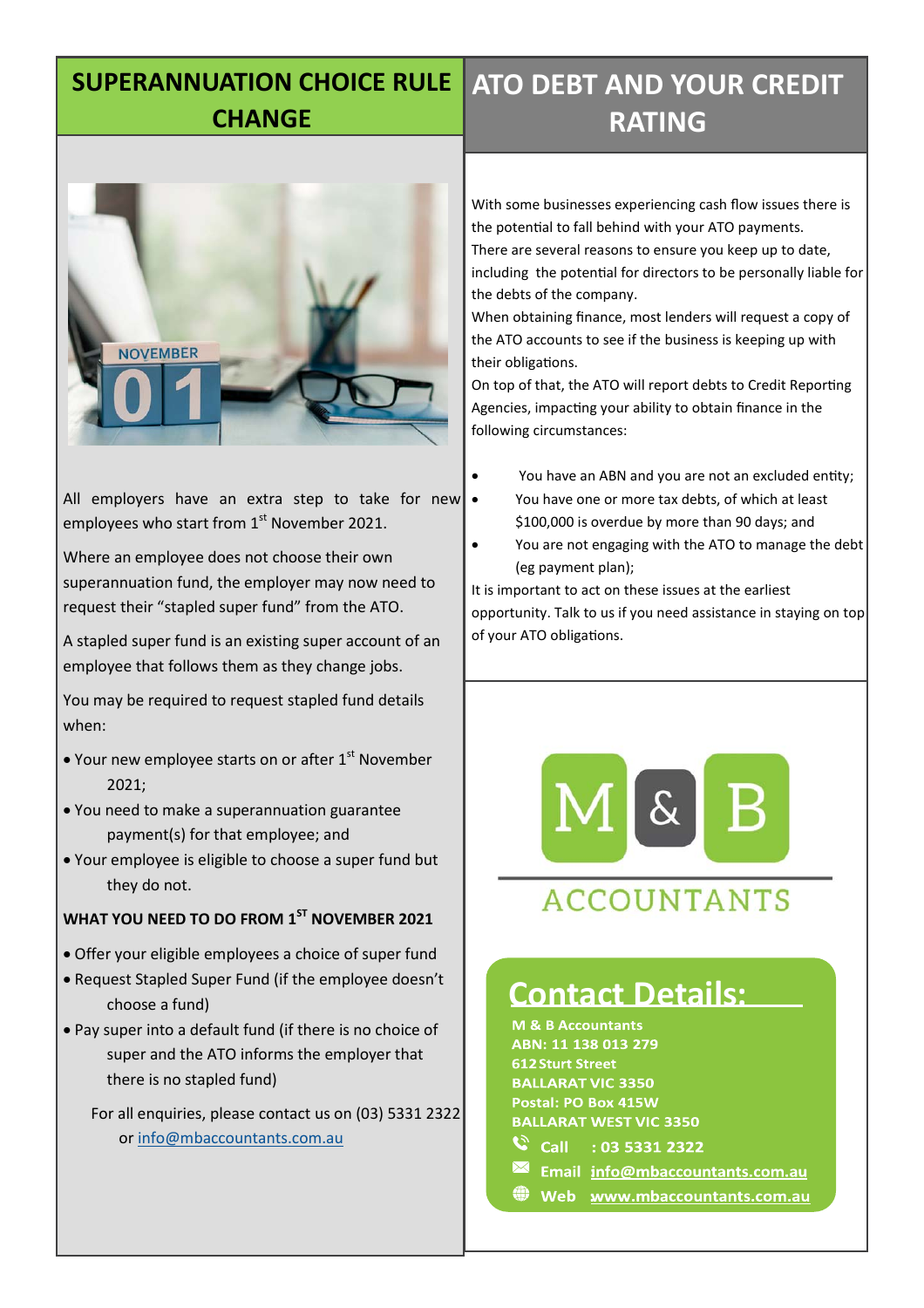## SUPERANNUATION CHOICE RULE CHANGE

All employers have an extra step to take for new employees who start from 1st November 2021.

Where an employee does not choose their own superannuation fund, the employer may now need to request their "stapled super fund" from the ATO.

A stapled super fund is an existing super account of an employee that follows them as they change jobs.

You may be required to request stapled fund details when:

- Your new employee starts on or after 1st November 2021;
- You need to make a superannuation guarantee payment(s) for that employee; and
- Your employee is eligible to choose a super fund but they do not.

**WHAT YOU NEED TO DO FROM 1ST NOVEMBER 2021**

- Offer your eligible employees a choice of super fund
- Request Stapled Super Fund (if the employee doesn't choose a fund)
- Pay super into a default fund (if there is no choice of super and the ATO informs the employer that there is no stapled fund)

For all enquiries, please contact us on (03) 5331 2322 or info@mbaccountants.com.au

## ATO DEBT AND YOUR CREDIT RATING

With some businesses experiencing cash flow issues there is the potential to fall behind with your ATO payments.

There are several reasons to ensure you keep up to date, including the potential for directors to be personally liable for the debts of the company.

When obtaining finance, most lenders will request a copy of the ATO accounts to see if the business is keeping up with their obligations.

On top of that, the ATO will report debts to Credit Reporting Agencies, impacting your ability to obtain finance in the following circumstances:

- You have an ABN and you are not an excluded entity;
- You have one or more tax debts, of which at least $100,000 is overdue by more than 90 days; and
- You are not engaging with the ATO to manage the debt (eg payment plan);

It is important to act on these issues at the earliest opportunity. Talk to us if you need assistance in staying on top of your ATO obligations.

M & B ACCOUNTANTS

## Contact Details:

**M & B Accountants**
**ABN: 11 138 013 279**
**612 Sturt Street**
**BALLARAT VIC 3350**
**Postal: PO Box 415W**
**BALLARAT WEST VIC 3350**

**Call : 03 5331 2322**
**Email info@mbaccountants.com.au**
**Web www.mbaccountants.com.au**